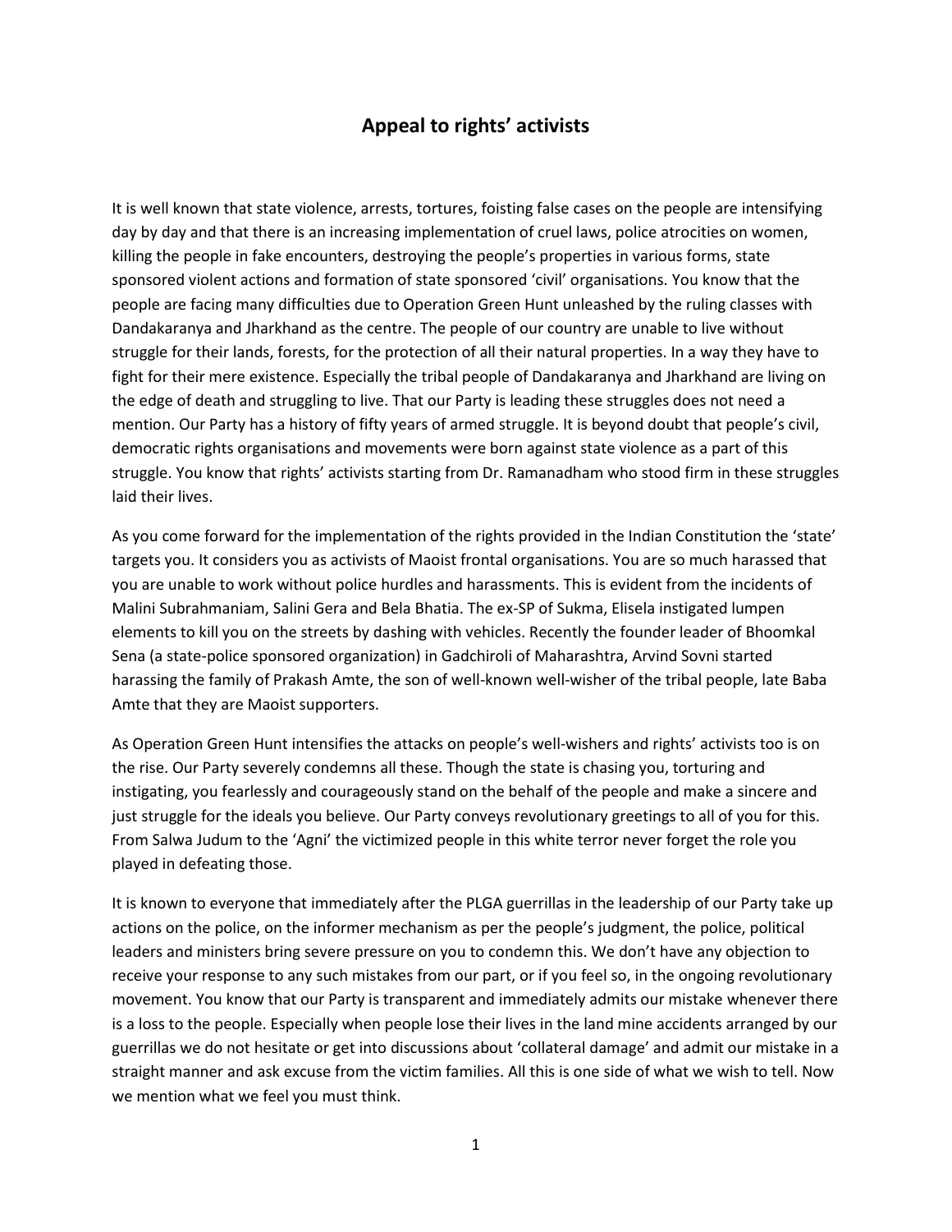## Appeal to rights' activists

It is well known that state violence, arrests, tortures, foisting false cases on the people are intensifying day by day and that there is an increasing implementation of cruel laws, police atrocities on women, killing the people in fake encounters, destroying the people's properties in various forms, state sponsored violent actions and formation of state sponsored 'civil' organisations. You know that the people are facing many difficulties due to Operation Green Hunt unleashed by the ruling classes with Dandakaranya and Jharkhand as the centre. The people of our country are unable to live without struggle for their lands, forests, for the protection of all their natural properties. In a way they have to fight for their mere existence. Especially the tribal people of Dandakaranya and Jharkhand are living on the edge of death and struggling to live. That our Party is leading these struggles does not need a mention. Our Party has a history of fifty years of armed struggle. It is beyond doubt that people's civil, democratic rights organisations and movements were born against state violence as a part of this struggle. You know that rights' activists starting from Dr. Ramanadham who stood firm in these struggles laid their lives.

As you come forward for the implementation of the rights provided in the Indian Constitution the 'state' targets you. It considers you as activists of Maoist frontal organisations. You are so much harassed that you are unable to work without police hurdles and harassments. This is evident from the incidents of Malini Subrahmaniam, Salini Gera and Bela Bhatia. The ex-SP of Sukma, Elisela instigated lumpen elements to kill you on the streets by dashing with vehicles. Recently the founder leader of Bhoomkal Sena (a state-police sponsored organization) in Gadchiroli of Maharashtra, Arvind Sovni started harassing the family of Prakash Amte, the son of well-known well-wisher of the tribal people, late Baba Amte that they are Maoist supporters.

As Operation Green Hunt intensifies the attacks on people's well-wishers and rights' activists too is on the rise. Our Party severely condemns all these. Though the state is chasing you, torturing and instigating, you fearlessly and courageously stand on the behalf of the people and make a sincere and just struggle for the ideals you believe. Our Party conveys revolutionary greetings to all of you for this. From Salwa Judum to the 'Agni' the victimized people in this white terror never forget the role you played in defeating those.

It is known to everyone that immediately after the PLGA guerrillas in the leadership of our Party take up actions on the police, on the informer mechanism as per the people's judgment, the police, political leaders and ministers bring severe pressure on you to condemn this. We don't have any objection to receive your response to any such mistakes from our part, or if you feel so, in the ongoing revolutionary movement. You know that our Party is transparent and immediately admits our mistake whenever there is a loss to the people. Especially when people lose their lives in the land mine accidents arranged by our guerrillas we do not hesitate or get into discussions about 'collateral damage' and admit our mistake in a straight manner and ask excuse from the victim families. All this is one side of what we wish to tell. Now we mention what we feel you must think.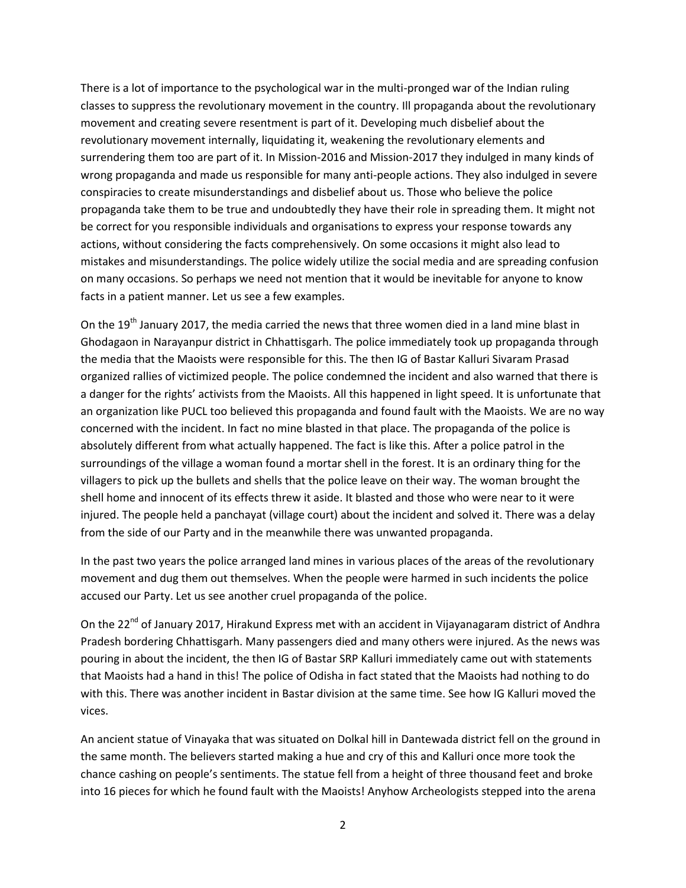There is a lot of importance to the psychological war in the multi-pronged war of the Indian ruling classes to suppress the revolutionary movement in the country. Ill propaganda about the revolutionary movement and creating severe resentment is part of it. Developing much disbelief about the revolutionary movement internally, liquidating it, weakening the revolutionary elements and surrendering them too are part of it. In Mission-2016 and Mission-2017 they indulged in many kinds of wrong propaganda and made us responsible for many anti-people actions. They also indulged in severe conspiracies to create misunderstandings and disbelief about us. Those who believe the police propaganda take them to be true and undoubtedly they have their role in spreading them. It might not be correct for you responsible individuals and organisations to express your response towards any actions, without considering the facts comprehensively. On some occasions it might also lead to mistakes and misunderstandings. The police widely utilize the social media and are spreading confusion on many occasions. So perhaps we need not mention that it would be inevitable for anyone to know facts in a patient manner. Let us see a few examples.

On the 19th January 2017, the media carried the news that three women died in a land mine blast in Ghodagaon in Narayanpur district in Chhattisgarh. The police immediately took up propaganda through the media that the Maoists were responsible for this. The then IG of Bastar Kalluri Sivaram Prasad organized rallies of victimized people. The police condemned the incident and also warned that there is a danger for the rights' activists from the Maoists. All this happened in light speed. It is unfortunate that an organization like PUCL too believed this propaganda and found fault with the Maoists. We are no way concerned with the incident. In fact no mine blasted in that place. The propaganda of the police is absolutely different from what actually happened. The fact is like this. After a police patrol in the surroundings of the village a woman found a mortar shell in the forest. It is an ordinary thing for the villagers to pick up the bullets and shells that the police leave on their way. The woman brought the shell home and innocent of its effects threw it aside. It blasted and those who were near to it were injured. The people held a panchayat (village court) about the incident and solved it. There was a delay from the side of our Party and in the meanwhile there was unwanted propaganda.

In the past two years the police arranged land mines in various places of the areas of the revolutionary movement and dug them out themselves. When the people were harmed in such incidents the police accused our Party. Let us see another cruel propaganda of the police.

On the 22nd of January 2017, Hirakund Express met with an accident in Vijayanagaram district of Andhra Pradesh bordering Chhattisgarh. Many passengers died and many others were injured. As the news was pouring in about the incident, the then IG of Bastar SRP Kalluri immediately came out with statements that Maoists had a hand in this! The police of Odisha in fact stated that the Maoists had nothing to do with this. There was another incident in Bastar division at the same time. See how IG Kalluri moved the vices.

An ancient statue of Vinayaka that was situated on Dolkal hill in Dantewada district fell on the ground in the same month. The believers started making a hue and cry of this and Kalluri once more took the chance cashing on people's sentiments. The statue fell from a height of three thousand feet and broke into 16 pieces for which he found fault with the Maoists! Anyhow Archeologists stepped into the arena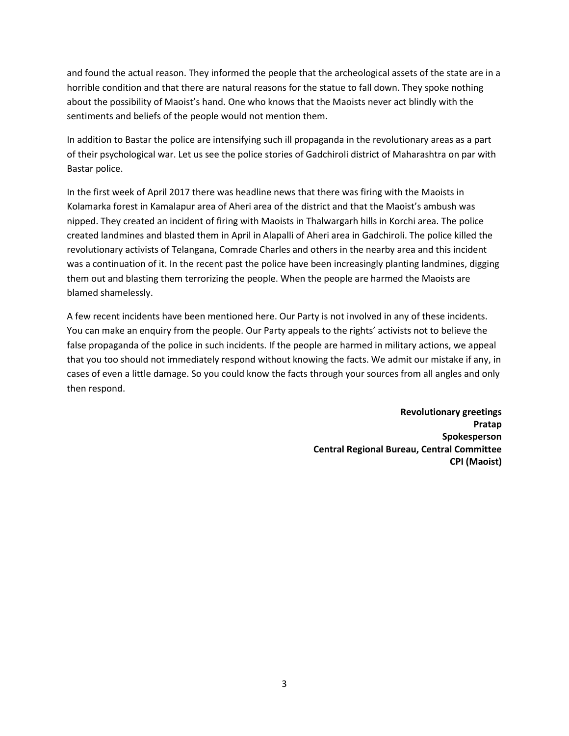and found the actual reason. They informed the people that the archeological assets of the state are in a horrible condition and that there are natural reasons for the statue to fall down. They spoke nothing about the possibility of Maoist's hand. One who knows that the Maoists never act blindly with the sentiments and beliefs of the people would not mention them.

In addition to Bastar the police are intensifying such ill propaganda in the revolutionary areas as a part of their psychological war. Let us see the police stories of Gadchiroli district of Maharashtra on par with Bastar police.

In the first week of April 2017 there was headline news that there was firing with the Maoists in Kolamarka forest in Kamalapur area of Aheri area of the district and that the Maoist's ambush was nipped. They created an incident of firing with Maoists in Thalwargarh hills in Korchi area. The police created landmines and blasted them in April in Alapalli of Aheri area in Gadchiroli. The police killed the revolutionary activists of Telangana, Comrade Charles and others in the nearby area and this incident was a continuation of it. In the recent past the police have been increasingly planting landmines, digging them out and blasting them terrorizing the people. When the people are harmed the Maoists are blamed shamelessly.

A few recent incidents have been mentioned here. Our Party is not involved in any of these incidents. You can make an enquiry from the people. Our Party appeals to the rights' activists not to believe the false propaganda of the police in such incidents. If the people are harmed in military actions, we appeal that you too should not immediately respond without knowing the facts. We admit our mistake if any, in cases of even a little damage. So you could know the facts through your sources from all angles and only then respond.

**Revolutionary greetings**
**Pratap**
**Spokesperson**
**Central Regional Bureau, Central Committee**
**CPI (Maoist)**